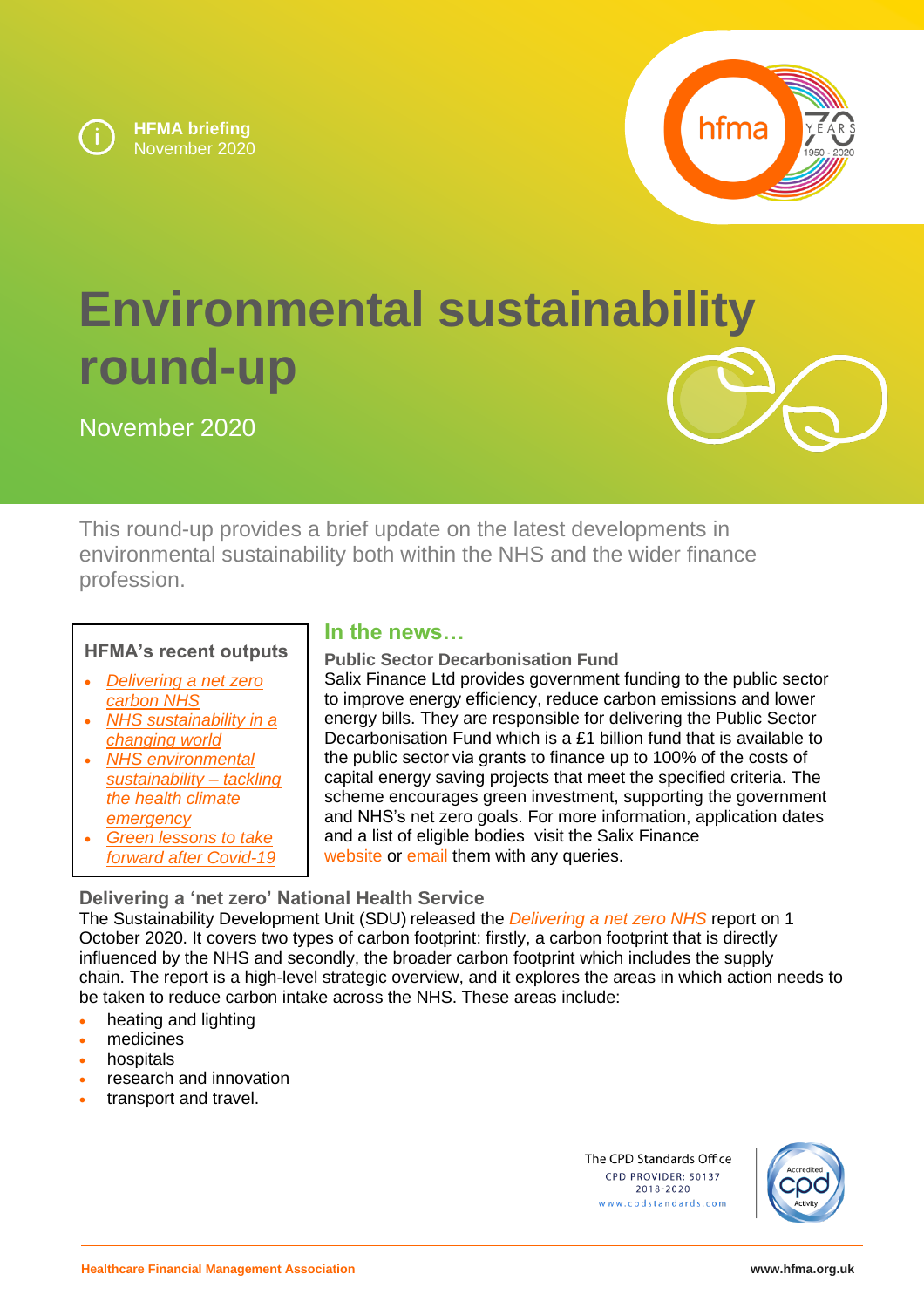HFMA briefing
November 2020

# Environmental sustainability round-up

November 2020

This round-up provides a brief update on the latest developments in environmental sustainability both within the NHS and the wider finance profession.

### HFMA's recent outputs

- *Delivering a net zero carbon NHS*
- *NHS sustainability in a changing world*
- *NHS environmental sustainability – tackling the health climate emergency*
- *Green lessons to take forward after Covid-19*

## In the news…

### Public Sector Decarbonisation Fund

Salix Finance Ltd provides government funding to the public sector to improve energy efficiency, reduce carbon emissions and lower energy bills. They are responsible for delivering the Public Sector Decarbonisation Fund which is a £1 billion fund that is available to the public sector via grants to finance up to 100% of the costs of capital energy saving projects that meet the specified criteria. The scheme encourages green investment, supporting the government and NHS's net zero goals. For more information, application dates and a list of eligible bodies visit the Salix Finance website or email them with any queries.

### Delivering a 'net zero' National Health Service

The Sustainability Development Unit (SDU) released the *Delivering a net zero NHS* report on 1 October 2020. It covers two types of carbon footprint: firstly, a carbon footprint that is directly influenced by the NHS and secondly, the broader carbon footprint which includes the supply chain. The report is a high-level strategic overview, and it explores the areas in which action needs to be taken to reduce carbon intake across the NHS. These areas include:

- heating and lighting
- medicines
- hospitals
- research and innovation
- transport and travel.

The CPD Standards Office
CPD PROVIDER: 50137
2018-2020
www.cpdstandards.com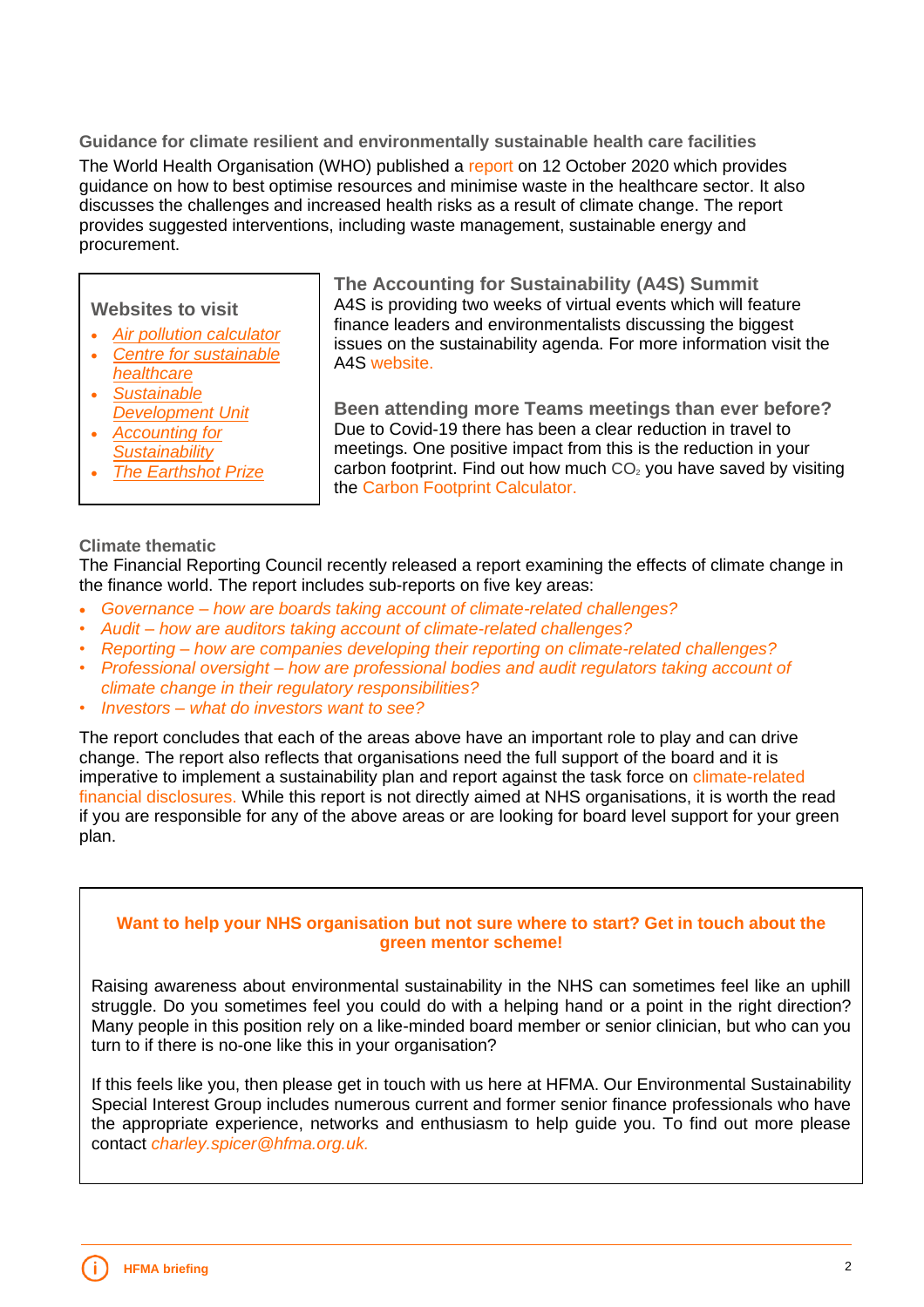### Guidance for climate resilient and environmentally sustainable health care facilities

The World Health Organisation (WHO) published a report on 12 October 2020 which provides guidance on how to best optimise resources and minimise waste in the healthcare sector. It also discusses the challenges and increased health risks as a result of climate change. The report provides suggested interventions, including waste management, sustainable energy and procurement.

### Websites to visit

- *Air pollution calculator*
- *Centre for sustainable healthcare*
- *Sustainable Development Unit*
- *Accounting for Sustainability*
- *The Earthshot Prize*

### The Accounting for Sustainability (A4S) Summit

A4S is providing two weeks of virtual events which will feature finance leaders and environmentalists discussing the biggest issues on the sustainability agenda. For more information visit the A4S website.

### Been attending more Teams meetings than ever before?

Due to Covid-19 there has been a clear reduction in travel to meetings. One positive impact from this is the reduction in your carbon footprint. Find out how much $CO_2$ you have saved by visiting the Carbon Footprint Calculator.

### Climate thematic

The Financial Reporting Council recently released a report examining the effects of climate change in the finance world. The report includes sub-reports on five key areas:

- *Governance – how are boards taking account of climate-related challenges?*
- *Audit – how are auditors taking account of climate-related challenges?*
- *Reporting – how are companies developing their reporting on climate-related challenges?*
- *Professional oversight – how are professional bodies and audit regulators taking account of climate change in their regulatory responsibilities?*
- *Investors – what do investors want to see?*

The report concludes that each of the areas above have an important role to play and can drive change. The report also reflects that organisations need the full support of the board and it is imperative to implement a sustainability plan and report against the task force on climate-related financial disclosures. While this report is not directly aimed at NHS organisations, it is worth the read if you are responsible for any of the above areas or are looking for board level support for your green plan.

**Want to help your NHS organisation but not sure where to start? Get in touch about the green mentor scheme!**

Raising awareness about environmental sustainability in the NHS can sometimes feel like an uphill struggle. Do you sometimes feel you could do with a helping hand or a point in the right direction? Many people in this position rely on a like-minded board member or senior clinician, but who can you turn to if there is no-one like this in your organisation?

If this feels like you, then please get in touch with us here at HFMA. Our Environmental Sustainability Special Interest Group includes numerous current and former senior finance professionals who have the appropriate experience, networks and enthusiasm to help guide you. To find out more please contact *charley.spicer@hfma.org.uk.*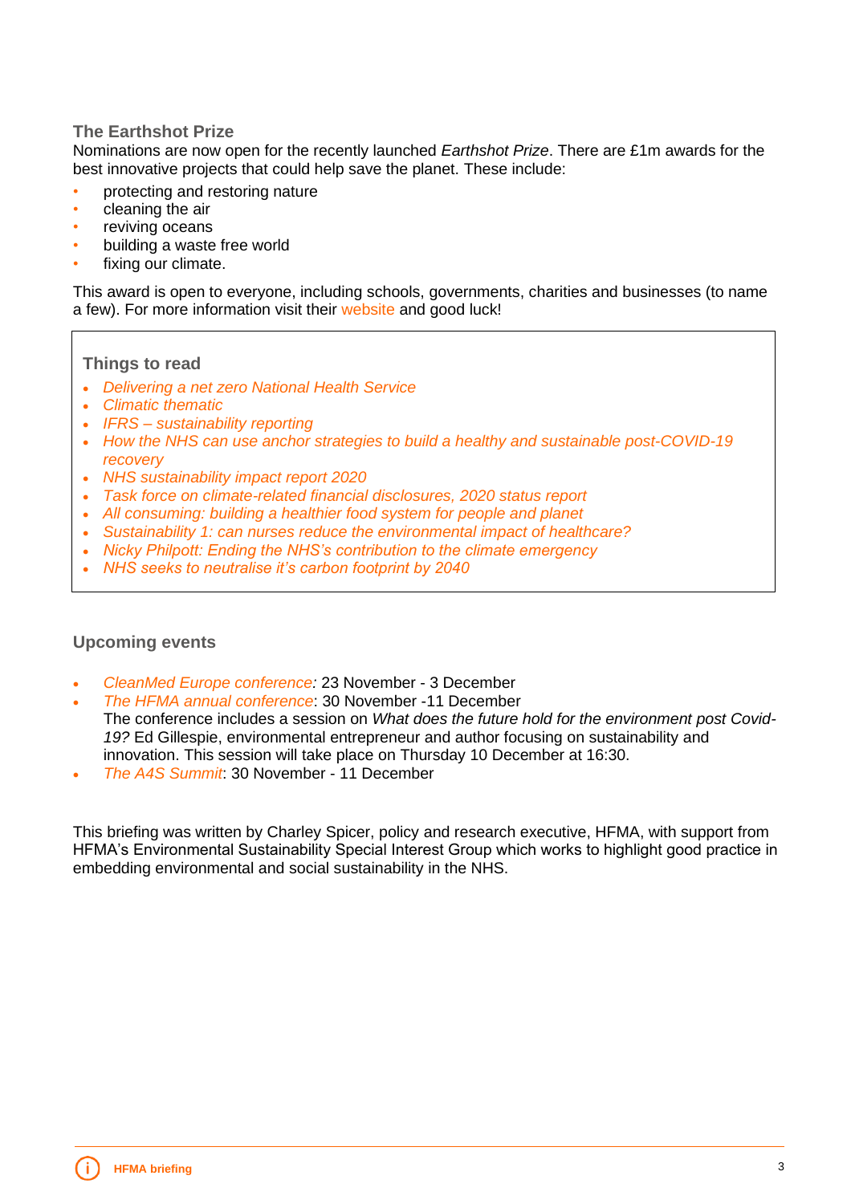### The Earthshot Prize

Nominations are now open for the recently launched *Earthshot Prize*. There are £1m awards for the best innovative projects that could help save the planet. These include:

- protecting and restoring nature
- cleaning the air
- reviving oceans
- building a waste free world
- fixing our climate.

This award is open to everyone, including schools, governments, charities and businesses (to name a few). For more information visit their website and good luck!

### Things to read

- *Delivering a net zero National Health Service*
- *Climatic thematic*
- *IFRS – sustainability reporting*
- *How the NHS can use anchor strategies to build a healthy and sustainable post-COVID-19 recovery*
- *NHS sustainability impact report 2020*
- *Task force on climate-related financial disclosures, 2020 status report*
- *All consuming: building a healthier food system for people and planet*
- *Sustainability 1: can nurses reduce the environmental impact of healthcare?*
- *Nicky Philpott: Ending the NHS's contribution to the climate emergency*
- *NHS seeks to neutralise it's carbon footprint by 2040*

### Upcoming events

- *CleanMed Europe conference:* 23 November - 3 December
- *The HFMA annual conference*: 30 November -11 December
  The conference includes a session on *What does the future hold for the environment post Covid-19?* Ed Gillespie, environmental entrepreneur and author focusing on sustainability and innovation. This session will take place on Thursday 10 December at 16:30.
- *The A4S Summit*: 30 November - 11 December

This briefing was written by Charley Spicer, policy and research executive, HFMA, with support from HFMA's Environmental Sustainability Special Interest Group which works to highlight good practice in embedding environmental and social sustainability in the NHS.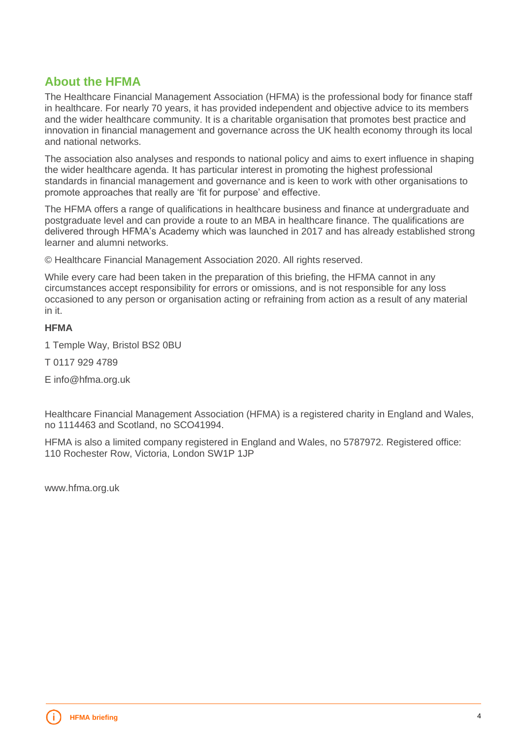## About the HFMA

The Healthcare Financial Management Association (HFMA) is the professional body for finance staff in healthcare. For nearly 70 years, it has provided independent and objective advice to its members and the wider healthcare community. It is a charitable organisation that promotes best practice and innovation in financial management and governance across the UK health economy through its local and national networks.

The association also analyses and responds to national policy and aims to exert influence in shaping the wider healthcare agenda. It has particular interest in promoting the highest professional standards in financial management and governance and is keen to work with other organisations to promote approaches that really are 'fit for purpose' and effective.

The HFMA offers a range of qualifications in healthcare business and finance at undergraduate and postgraduate level and can provide a route to an MBA in healthcare finance. The qualifications are delivered through HFMA's Academy which was launched in 2017 and has already established strong learner and alumni networks.

© Healthcare Financial Management Association 2020. All rights reserved.

While every care had been taken in the preparation of this briefing, the HFMA cannot in any circumstances accept responsibility for errors or omissions, and is not responsible for any loss occasioned to any person or organisation acting or refraining from action as a result of any material in it.

**HFMA**

1 Temple Way, Bristol BS2 0BU

T 0117 929 4789

E info@hfma.org.uk

Healthcare Financial Management Association (HFMA) is a registered charity in England and Wales, no 1114463 and Scotland, no SCO41994.

HFMA is also a limited company registered in England and Wales, no 5787972. Registered office: 110 Rochester Row, Victoria, London SW1P 1JP

www.hfma.org.uk